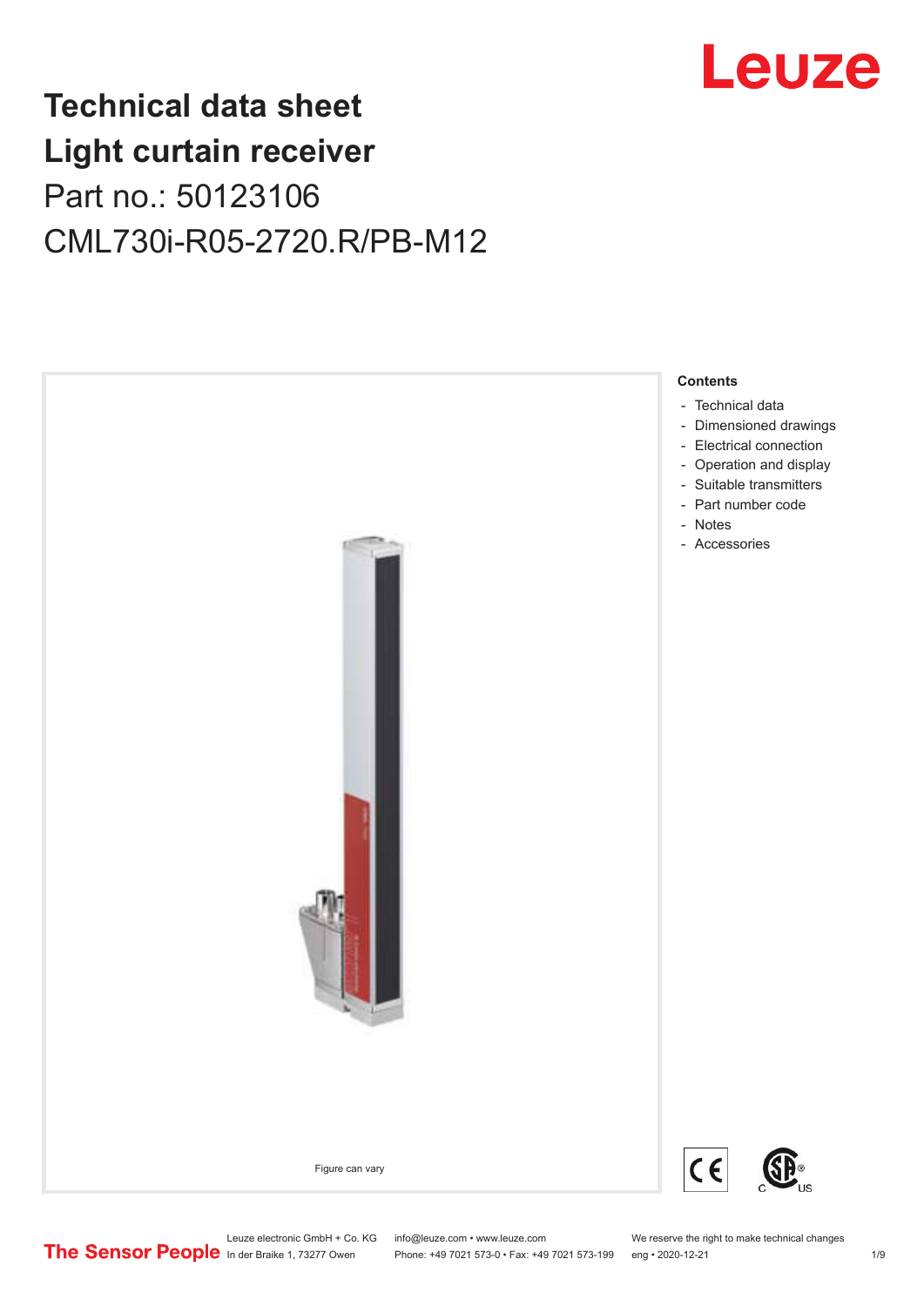# Technical data sheet Light curtain receiver

Part no.: 50123106

CML730i-R05-2720.R/PB-M12

Figure can vary

**Contents**

- Technical data
- Dimensioned drawings
- Electrical connection
- Operation and display
- Suitable transmitters
- Part number code
- Notes
- Accessories

Leuze electronic GmbH + Co. KG
In der Braike 1, 73277 Owen

info@leuze.com • www.leuze.com
Phone: +49 7021 573-0 • Fax: +49 7021 573-199

We reserve the right to make technical changes
eng • 2020-12-21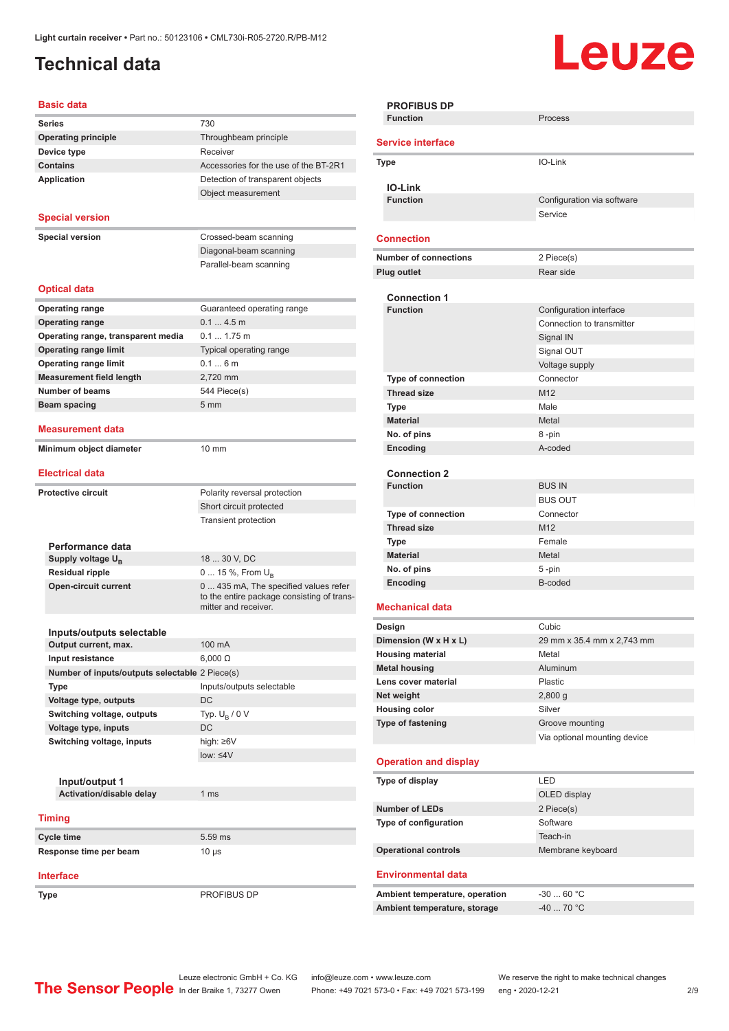Light curtain receiver • Part no.: 50123106 • CML730i-R05-2720.R/PB-M12

# Technical data

## Basic data

| | |
|---|---|
| Series | 730 |
| Operating principle | Throughbeam principle |
| Device type | Receiver |
| Contains | Accessories for the use of the BT-2R1 |
| Application | Detection of transparent objects |
| | Object measurement |

## Special version

| | |
|---|---|
| Special version | Crossed-beam scanning |
| | Diagonal-beam scanning |
| | Parallel-beam scanning |

## Optical data

| | |
|---|---|
| Operating range | Guaranteed operating range |
| Operating range | 0.1 ... 4.5 m |
| Operating range, transparent media | 0.1 ... 1.75 m |
| Operating range limit | Typical operating range |
| Operating range limit | 0.1 ... 6 m |
| Measurement field length | 2,720 mm |
| Number of beams | 544 Piece(s) |
| Beam spacing | 5 mm |

## Measurement data

| | |
|---|---|
| Minimum object diameter | 10 mm |

## Electrical data

| | |
|---|---|
| Protective circuit | Polarity reversal protection |
| | Short circuit protected |
| | Transient protection |

### Performance data

| | |
|---|---|
| Supply voltage $U_B$ | 18 ... 30 V, DC |
| Residual ripple | 0 ... 15 %, From $U_B$ |
| Open-circuit current | 0 ... 435 mA, The specified values refer to the entire package consisting of transmitter and receiver. |

### Inputs/outputs selectable

| | |
|---|---|
| Output current, max. | 100 mA |
| Input resistance | 6,000 Ω |
| Number of inputs/outputs selectable | 2 Piece(s) |
| Type | Inputs/outputs selectable |
| Voltage type, outputs | DC |
| Switching voltage, outputs | Typ. $U_B$ / 0 V |
| Voltage type, inputs | DC |
| Switching voltage, inputs | high: ≥6V |
| | low: ≤4V |

#### Input/output 1

| | |
|---|---|
| Activation/disable delay | 1 ms |

## Timing

| | |
|---|---|
| Cycle time | 5.59 ms |
| Response time per beam | 10 µs |

## Interface

| | |
|---|---|
| Type | PROFIBUS DP |

### PROFIBUS DP

| | |
|---|---|
| Function | Process |

## Service interface

| | |
|---|---|
| Type | IO-Link |

### IO-Link

| | |
|---|---|
| Function | Configuration via software |
| | Service |

## Connection

| | |
|---|---|
| Number of connections | 2 Piece(s) |
| Plug outlet | Rear side |

### Connection 1

| | |
|---|---|
| Function | Configuration interface |
| | Connection to transmitter |
| | Signal IN |
| | Signal OUT |
| | Voltage supply |
| Type of connection | Connector |
| Thread size | M12 |
| Type | Male |
| Material | Metal |
| No. of pins | 8 -pin |
| Encoding | A-coded |

### Connection 2

| | |
|---|---|
| Function | BUS IN |
| | BUS OUT |
| Type of connection | Connector |
| Thread size | M12 |
| Type | Female |
| Material | Metal |
| No. of pins | 5 -pin |
| Encoding | B-coded |

## Mechanical data

| | |
|---|---|
| Design | Cubic |
| Dimension (W x H x L) | 29 mm x 35.4 mm x 2,743 mm |
| Housing material | Metal |
| Metal housing | Aluminum |
| Lens cover material | Plastic |
| Net weight | 2,800 g |
| Housing color | Silver |
| Type of fastening | Groove mounting |
| | Via optional mounting device |

## Operation and display

| | |
|---|---|
| Type of display | LED |
| | OLED display |
| Number of LEDs | 2 Piece(s) |
| Type of configuration | Software |
| | Teach-in |
| Operational controls | Membrane keyboard |

## Environmental data

| | |
|---|---|
| Ambient temperature, operation | -30 ... 60 °C |
| Ambient temperature, storage | -40 ... 70 °C |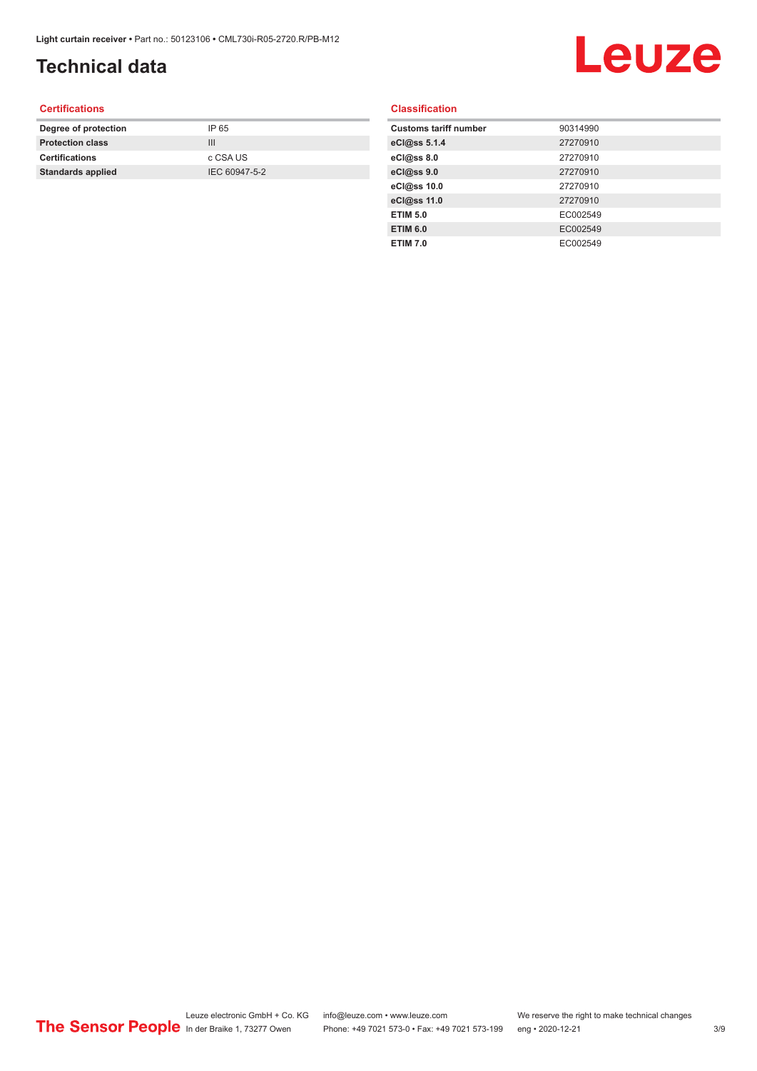# Technical data

## Certifications

| | |
|---|---|
| **Degree of protection** | IP 65 |
| **Protection class** | III |
| **Certifications** | c CSA US |
| **Standards applied** | IEC 60947-5-2 |

## Classification

| | |
|---|---|
| **Customs tariff number** | 90314990 |
| **eCl@ss 5.1.4** | 27270910 |
| **eCl@ss 8.0** | 27270910 |
| **eCl@ss 9.0** | 27270910 |
| **eCl@ss 10.0** | 27270910 |
| **eCl@ss 11.0** | 27270910 |
| **ETIM 5.0** | EC002549 |
| **ETIM 6.0** | EC002549 |
| **ETIM 7.0** | EC002549 |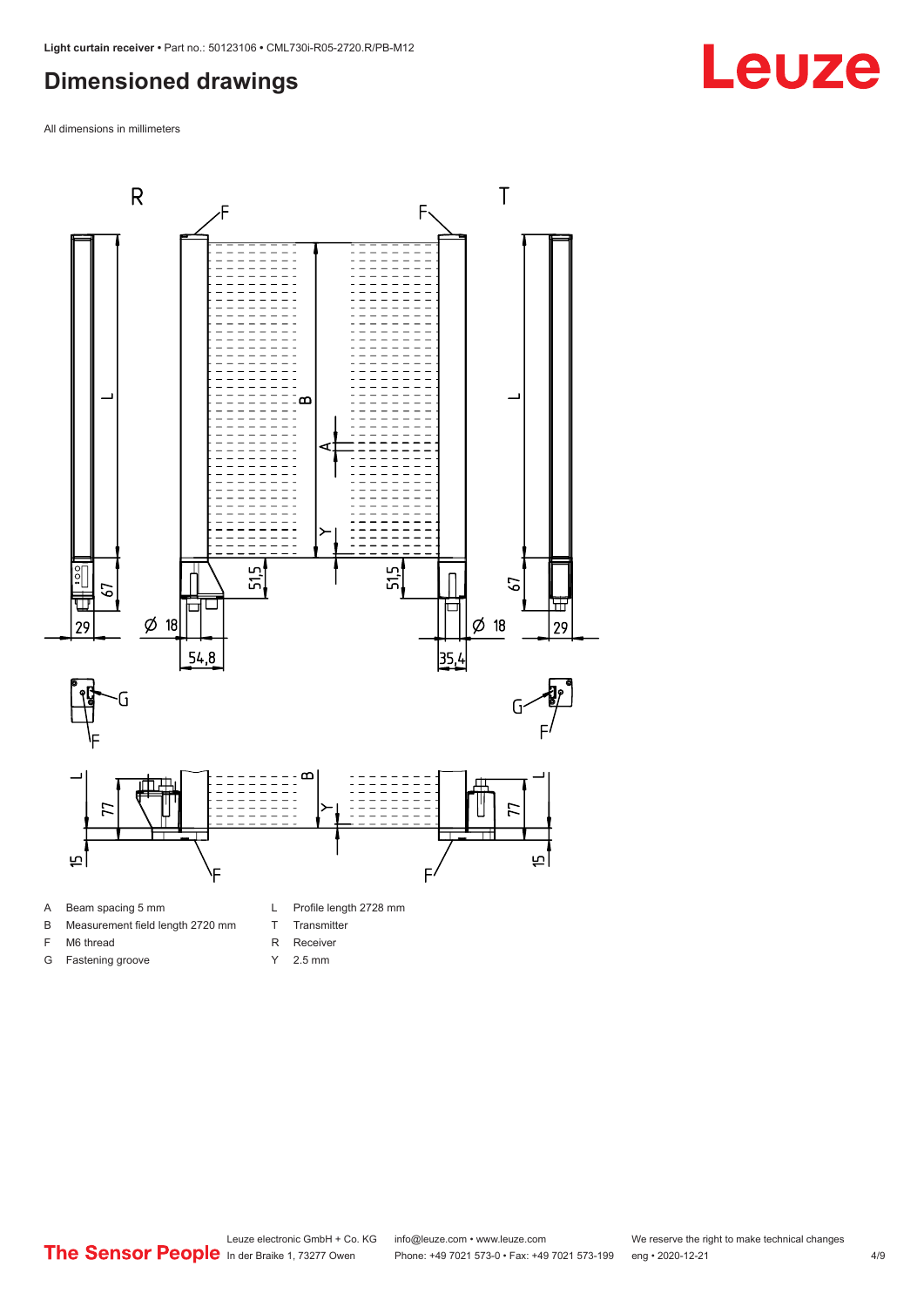# Dimensioned drawings

All dimensions in millimeters

| | | | |
|---|---|---|---|
| A | Beam spacing 5 mm | L | Profile length 2728 mm |
| B | Measurement field length 2720 mm | T | Transmitter |
| F | M6 thread | R | Receiver |
| G | Fastening groove | Y | 2.5 mm |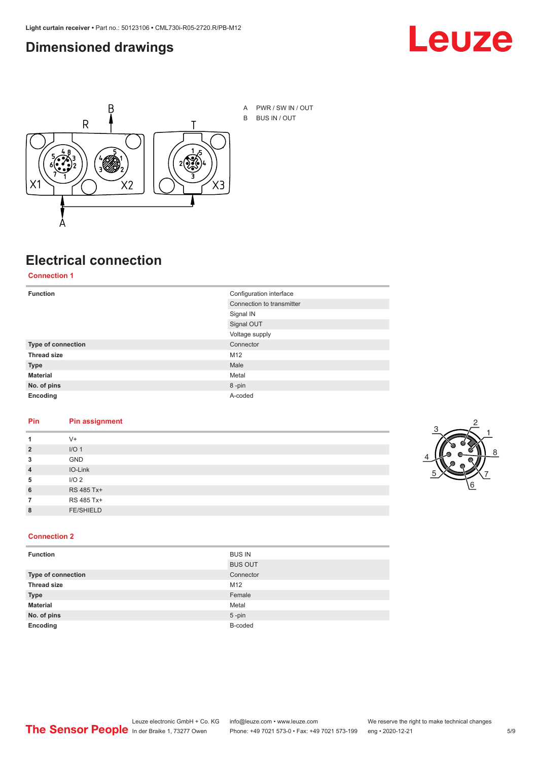## Dimensioned drawings

A PWR / SW IN / OUT

B BUS IN / OUT

## Electrical connection

### Connection 1

| Function | Configuration interface |
|---|---|
| | Connection to transmitter |
| | Signal IN |
| | Signal OUT |
| | Voltage supply |
| **Type of connection** | Connector |
| **Thread size** | M12 |
| **Type** | Male |
| **Material** | Metal |
| **No. of pins** | 8 -pin |
| **Encoding** | A-coded |

| Pin | Pin assignment |
|---|---|
| **1** | V+ |
| **2** | I/O 1 |
| **3** | GND |
| **4** | IO-Link |
| **5** | I/O 2 |
| **6** | RS 485 Tx+ |
| **7** | RS 485 Tx+ |
| **8** | FE/SHIELD |

### Connection 2

| Function | BUS IN |
|---|---|
| | BUS OUT |
| **Type of connection** | Connector |
| **Thread size** | M12 |
| **Type** | Female |
| **Material** | Metal |
| **No. of pins** | 5 -pin |
| **Encoding** | B-coded |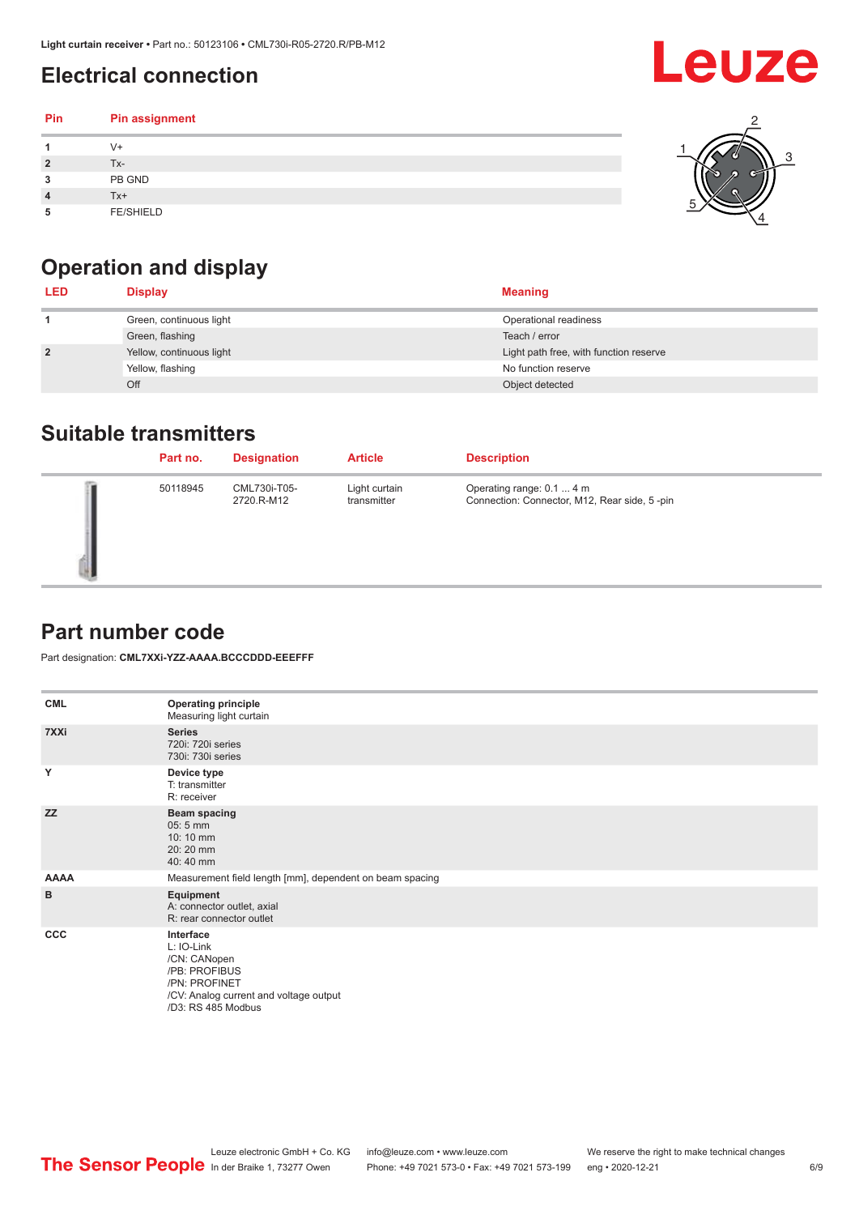## Electrical connection

| Pin | Pin assignment |
| --- | --- |
| 1 | V+ |
| 2 | Tx- |
| 3 | PB GND |
| 4 | Tx+ |
| 5 | FE/SHIELD |

## Operation and display

| LED | Display | Meaning |
| --- | --- | --- |
| 1 | Green, continuous light | Operational readiness |
|  | Green, flashing | Teach / error |
| 2 | Yellow, continuous light | Light path free, with function reserve |
|  | Yellow, flashing | No function reserve |
|  | Off | Object detected |

## Suitable transmitters

|  | Part no. | Designation | Article | Description |
| --- | --- | --- | --- | --- |
|  | 50118945 | CML730i-T05-2720.R-M12 | Light curtain transmitter | Operating range: 0.1 ... 4 m<br>Connection: Connector, M12, Rear side, 5 -pin |

## Part number code

Part designation: **CML7XXi-YZZ-AAAA.BCCCDDD-EEEFFF**

| | |
| --- | --- |
| **CML** | **Operating principle**<br>Measuring light curtain |
| **7XXi** | **Series**<br>720i: 720i series<br>730i: 730i series |
| **Y** | **Device type**<br>T: transmitter<br>R: receiver |
| **ZZ** | **Beam spacing**<br>05: 5 mm<br>10: 10 mm<br>20: 20 mm<br>40: 40 mm |
| **AAAA** | Measurement field length [mm], dependent on beam spacing |
| **B** | **Equipment**<br>A: connector outlet, axial<br>R: rear connector outlet |
| **CCC** | **Interface**<br>L: IO-Link<br>/CN: CANopen<br>/PB: PROFIBUS<br>/PN: PROFINET<br>/CV: Analog current and voltage output<br>/D3: RS 485 Modbus |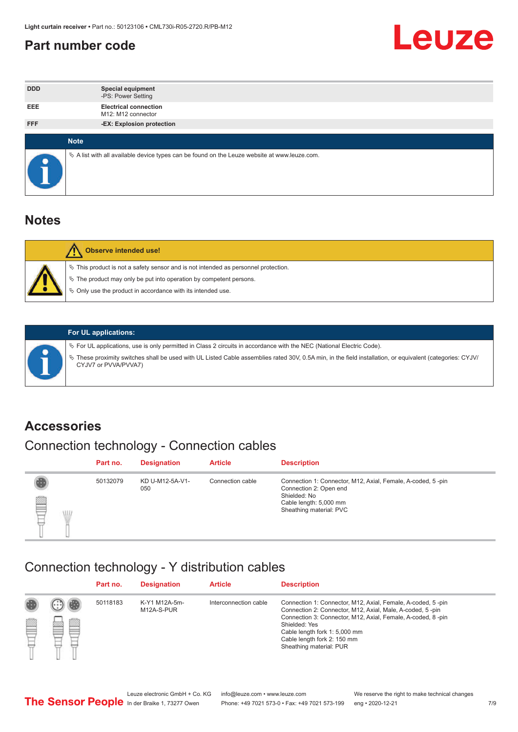# Part number code

| | |
|---|---|
| DDD | **Special equipment**<br>-PS: Power Setting |
| EEE | **Electrical connection**<br>M12: M12 connector |
| FFF | **-EX: Explosion protection** |

**Note**

- A list with all available device types can be found on the Leuze website at www.leuze.com.

## Notes

**Observe intended use!**

- This product is not a safety sensor and is not intended as personnel protection.
- The product may only be put into operation by competent persons.
- Only use the product in accordance with its intended use.

**For UL applications:**

- For UL applications, use is only permitted in Class 2 circuits in accordance with the NEC (National Electric Code).
- These proximity switches shall be used with UL Listed Cable assemblies rated 30V, 0.5A min, in the field installation, or equivalent (categories: CYJV/CYJV7 or PVVA/PVVA7)

## Accessories

### Connection technology - Connection cables

| Part no. | Designation | Article | Description |
|---|---|---|---|
| 50132079 | KD U-M12-5A-V1-050 | Connection cable | Connection 1: Connector, M12, Axial, Female, A-coded, 5 -pin<br>Connection 2: Open end<br>Shielded: No<br>Cable length: 5,000 mm<br>Sheathing material: PVC |

### Connection technology - Y distribution cables

| Part no. | Designation | Article | Description |
|---|---|---|---|
| 50118183 | K-Y1 M12A-5m-M12A-S-PUR | Interconnection cable | Connection 1: Connector, M12, Axial, Female, A-coded, 5 -pin<br>Connection 2: Connector, M12, Axial, Male, A-coded, 5 -pin<br>Connection 3: Connector, M12, Axial, Female, A-coded, 8 -pin<br>Shielded: Yes<br>Cable length fork 1: 5,000 mm<br>Cable length fork 2: 150 mm<br>Sheathing material: PUR |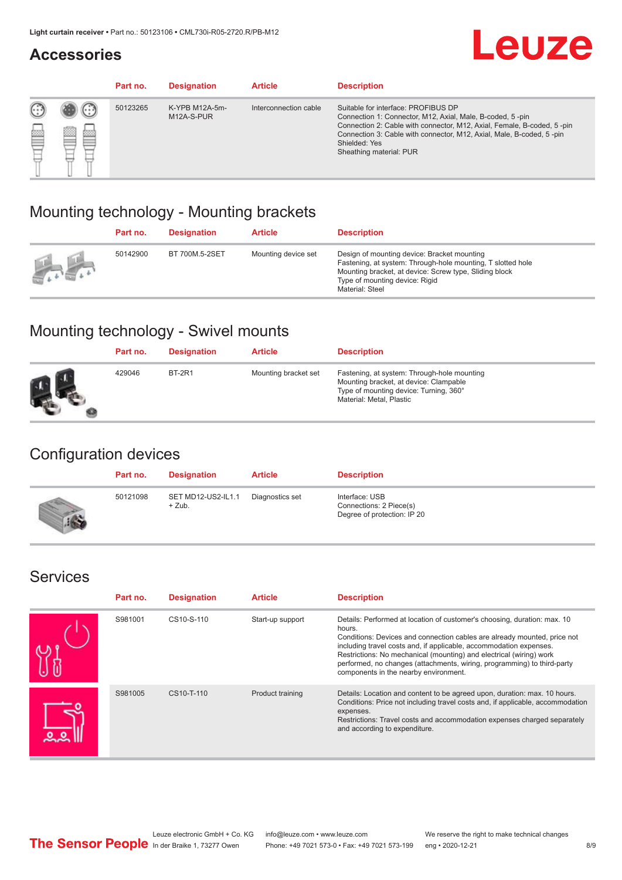## Accessories

| Part no. | Designation | Article | Description |
|---|---|---|---|
| 50123265 | K-YPB M12A-5m-M12A-S-PUR | Interconnection cable | Suitable for interface: PROFIBUS DP<br>Connection 1: Connector, M12, Axial, Male, B-coded, 5 -pin<br>Connection 2: Cable with connector, M12, Axial, Female, B-coded, 5 -pin<br>Connection 3: Cable with connector, M12, Axial, Male, B-coded, 5 -pin<br>Shielded: Yes<br>Sheathing material: PUR |

## Mounting technology - Mounting brackets

| Part no. | Designation | Article | Description |
|---|---|---|---|
| 50142900 | BT 700M.5-2SET | Mounting device set | Design of mounting device: Bracket mounting<br>Fastening, at system: Through-hole mounting, T slotted hole<br>Mounting bracket, at device: Screw type, Sliding block<br>Type of mounting device: Rigid<br>Material: Steel |

## Mounting technology - Swivel mounts

| Part no. | Designation | Article | Description |
|---|---|---|---|
| 429046 | BT-2R1 | Mounting bracket set | Fastening, at system: Through-hole mounting<br>Mounting bracket, at device: Clampable<br>Type of mounting device: Turning, 360°<br>Material: Metal, Plastic |

## Configuration devices

| Part no. | Designation | Article | Description |
|---|---|---|---|
| 50121098 | SET MD12-US2-IL1.1 + Zub. | Diagnostics set | Interface: USB<br>Connections: 2 Piece(s)<br>Degree of protection: IP 20 |

## Services

| Part no. | Designation | Article | Description |
|---|---|---|---|
| S981001 | CS10-S-110 | Start-up support | Details: Performed at location of customer's choosing, duration: max. 10 hours.<br>Conditions: Devices and connection cables are already mounted, price not including travel costs and, if applicable, accommodation expenses.<br>Restrictions: No mechanical (mounting) and electrical (wiring) work performed, no changes (attachments, wiring, programming) to third-party components in the nearby environment. |
| S981005 | CS10-T-110 | Product training | Details: Location and content to be agreed upon, duration: max. 10 hours.<br>Conditions: Price not including travel costs and, if applicable, accommodation expenses.<br>Restrictions: Travel costs and accommodation expenses charged separately and according to expenditure. |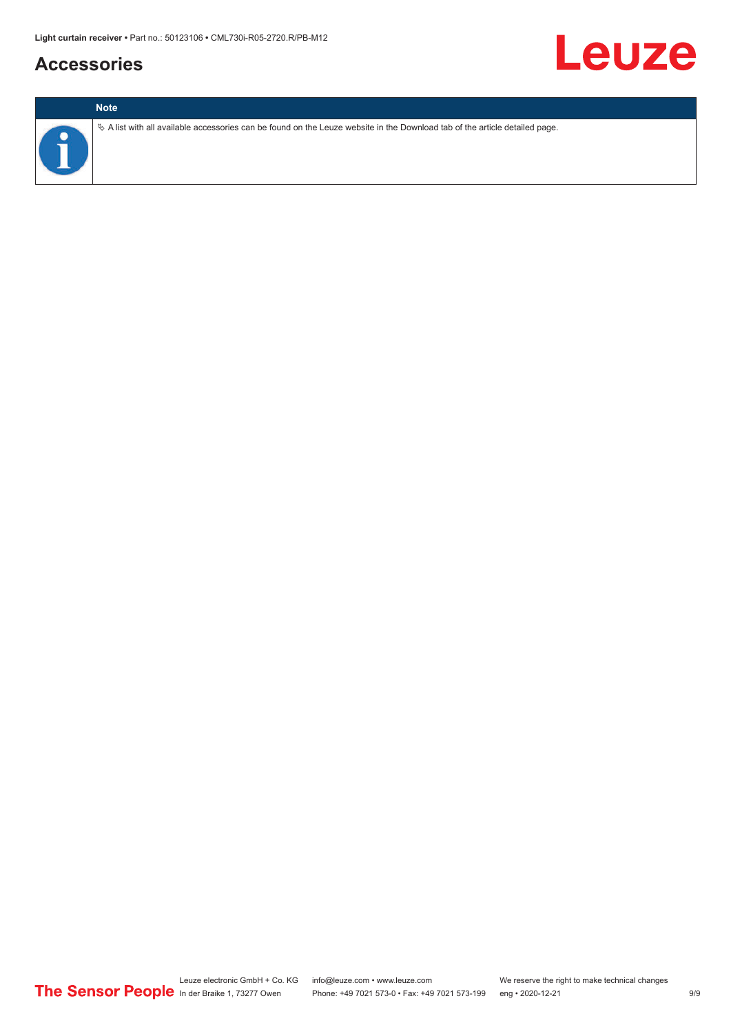## Accessories

**Note**

🖎 A list with all available accessories can be found on the Leuze website in the Download tab of the article detailed page.